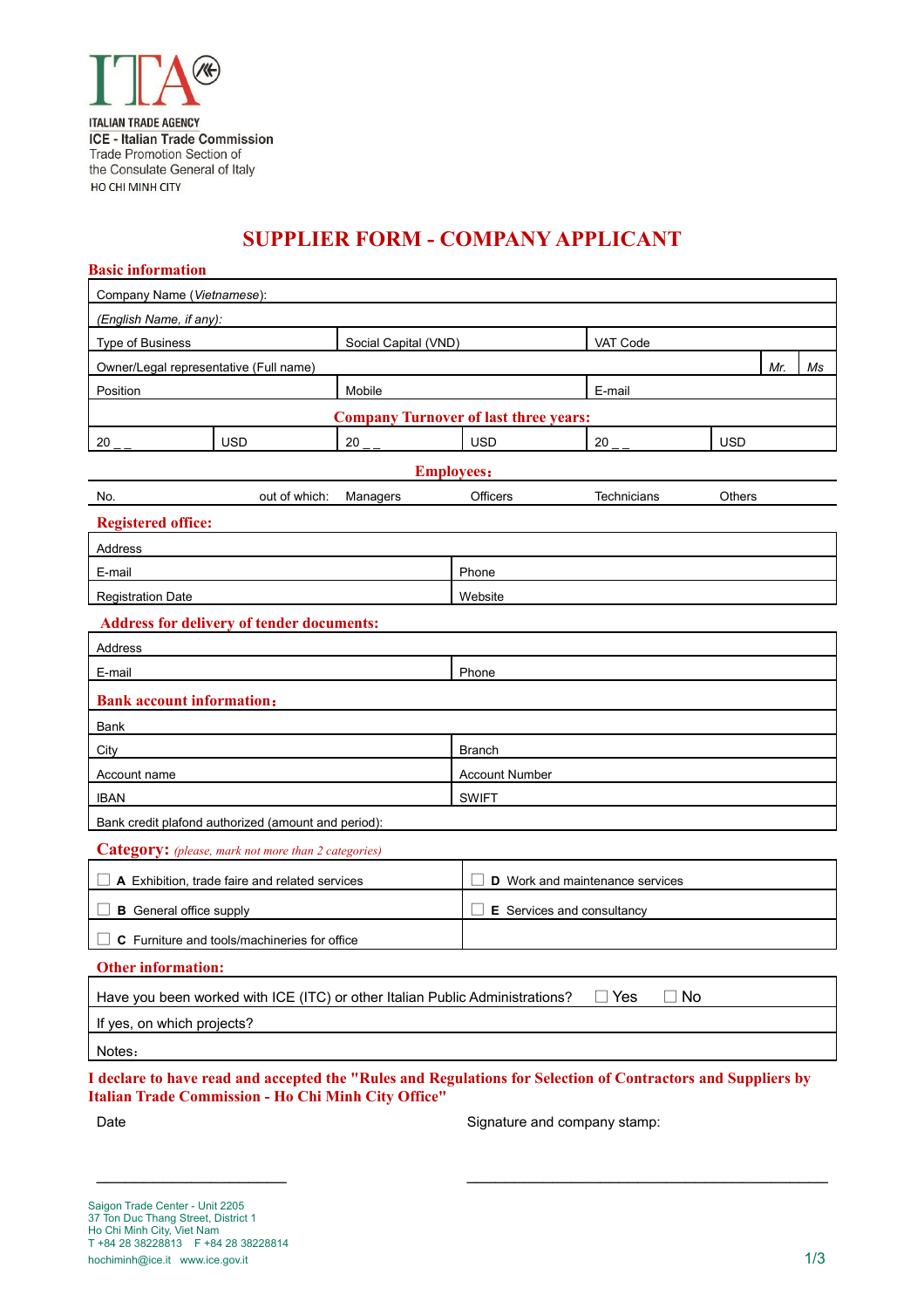ITALIAN TRADE AGENCY
ICE - Italian Trade Commission
Trade Promotion Section of
the Consulate General of Italy
HO CHI MINH CITY

# SUPPLIER FORM - COMPANY APPLICANT

## Basic information

| Company Name (*Vietnamese*): | | | | | |
|---|---|---|---|---|---|
| *(English Name, if any):* | | | | | |
| Type of Business | | Social Capital (VND) | | VAT Code | |
| Owner/Legal representative (Full name) | | | | *Mr.* | *Ms* |
| Position | | Mobile | | E-mail | |
| **Company Turnover of last three years:** | | | | | |
| 20 _ _ | USD | 20 _ _ | USD | 20 _ _ | USD |

**Employees:**

| No. | out of which: | Managers | Officers | Technicians | Others |
|---|---|---|---|---|---|

## Registered office:

| Address | |
|---|---|
| E-mail | Phone |
| Registration Date | Website |

## Address for delivery of tender documents:

| Address | |
|---|---|
| E-mail | Phone |

## Bank account information:

| Bank | |
|---|---|
| City | Branch |
| Account name | Account Number |
| IBAN | SWIFT |
| Bank credit plafond authorized (amount and period): | |

## Category: *(please, mark not more than 2 categories)*

| | |
|---|---|
| ☐ **A** Exhibition, trade faire and related services | ☐ **D** Work and maintenance services |
| ☐ **B** General office supply | ☐ **E** Services and consultancy |
| ☐ **C** Furniture and tools/machineries for office | |

## Other information:

| |
|---|
| Have you been worked with ICE (ITC) or other Italian Public Administrations? ☐ Yes ☐ No |
| If yes, on which projects? |
| Notes: |

**I declare to have read and accepted the "Rules and Regulations for Selection of Contractors and Suppliers by Italian Trade Commission - Ho Chi Minh City Office"**

Date ________________________ Signature and company stamp: ________________________________________

Saigon Trade Center - Unit 2205
37 Ton Duc Thang Street, District 1
Ho Chi Minh City, Viet Nam
T +84 28 38228813 F +84 28 38228814
hochiminh@ice.it www.ice.gov.it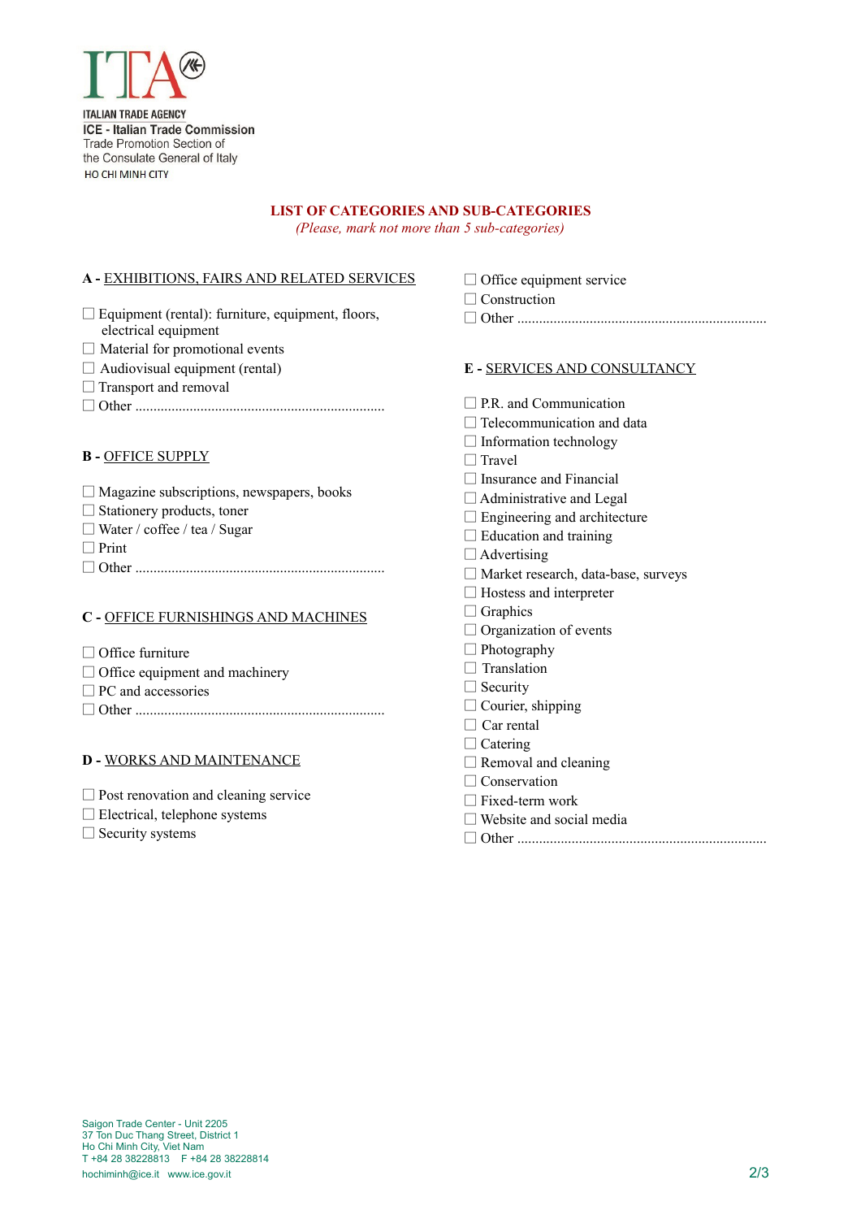ITALIAN TRADE AGENCY
**ICE - Italian Trade Commission**
Trade Promotion Section of
the Consulate General of Italy
HO CHI MINH CITY

## LIST OF CATEGORIES AND SUB-CATEGORIES

*(Please, mark not more than 5 sub-categories)*

### A - EXHIBITIONS, FAIRS AND RELATED SERVICES

- ☐ Equipment (rental): furniture, equipment, floors, electrical equipment
- ☐ Material for promotional events
- ☐ Audiovisual equipment (rental)
- ☐ Transport and removal
- ☐ Other ....................................................................

### B - OFFICE SUPPLY

- ☐ Magazine subscriptions, newspapers, books
- ☐ Stationery products, toner
- ☐ Water / coffee / tea / Sugar
- ☐ Print
- ☐ Other ....................................................................

### C - OFFICE FURNISHINGS AND MACHINES

- ☐ Office furniture
- ☐ Office equipment and machinery
- ☐ PC and accessories
- ☐ Other ....................................................................

### D - WORKS AND MAINTENANCE

- ☐ Post renovation and cleaning service
- ☐ Electrical, telephone systems
- ☐ Security systems
- ☐ Office equipment service
- ☐ Construction
- ☐ Other ....................................................................

### E - SERVICES AND CONSULTANCY

- ☐ P.R. and Communication
- ☐ Telecommunication and data
- ☐ Information technology
- ☐ Travel
- ☐ Insurance and Financial
- ☐ Administrative and Legal
- ☐ Engineering and architecture
- ☐ Education and training
- ☐ Advertising
- ☐ Market research, data-base, surveys
- ☐ Hostess and interpreter
- ☐ Graphics
- ☐ Organization of events
- ☐ Photography
- ☐ Translation
- ☐ Security
- ☐ Courier, shipping
- ☐ Car rental
- ☐ Catering
- ☐ Removal and cleaning
- ☐ Conservation
- ☐ Fixed-term work
- ☐ Website and social media
- ☐ Other ....................................................................

Saigon Trade Center - Unit 2205
37 Ton Duc Thang Street, District 1
Ho Chi Minh City, Viet Nam
T +84 28 38228813 F +84 28 38228814
hochiminh@ice.it www.ice.gov.it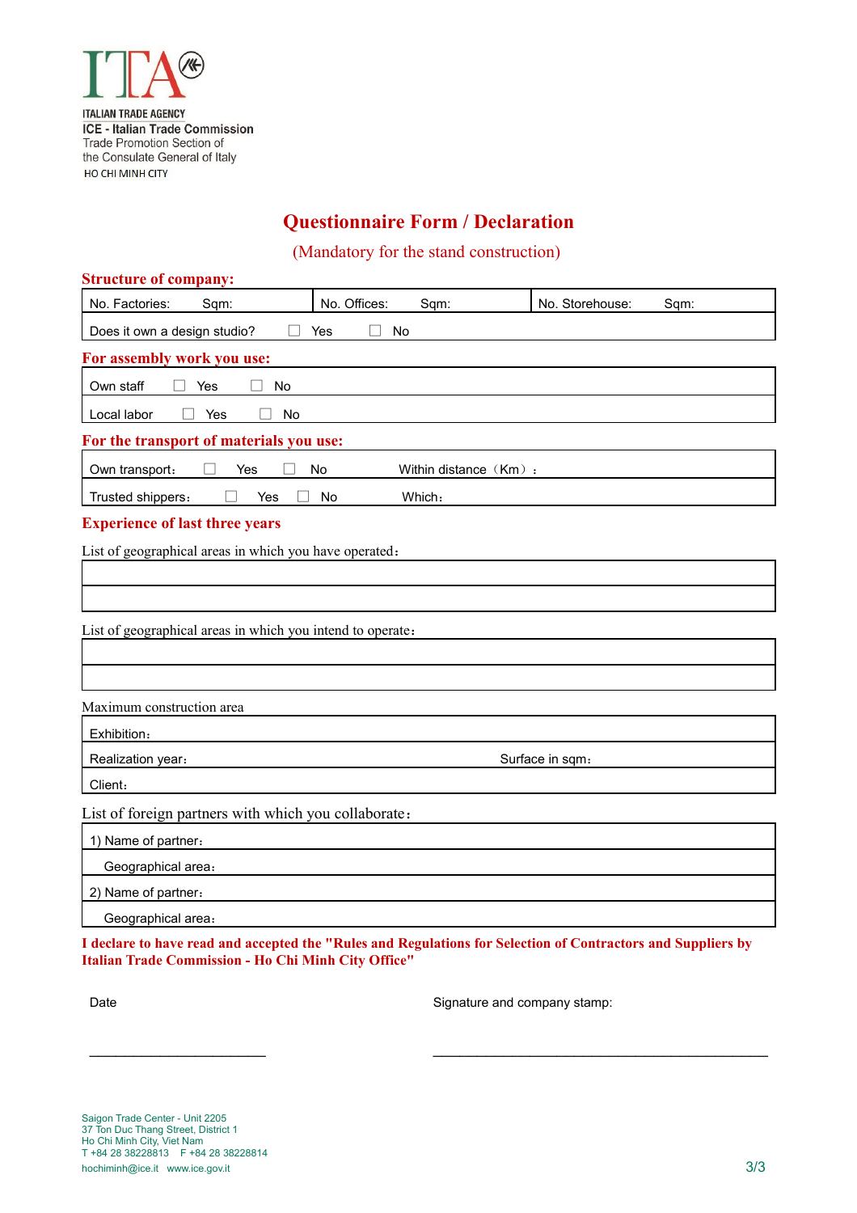ITALIAN TRADE AGENCY
ICE - Italian Trade Commission
Trade Promotion Section of
the Consulate General of Italy
HO CHI MINH CITY

# Questionnaire Form / Declaration

(Mandatory for the stand construction)

## Structure of company:

| | | |
|---|---|---|
| No. Factories: Sqm: | No. Offices: Sqm: | No. Storehouse: Sqm: |
| Does it own a design studio? ☐ Yes ☐ No | | |

## For assembly work you use:

| |
|---|
| Own staff ☐ Yes ☐ No |
| Local labor ☐ Yes ☐ No |

## For the transport of materials you use:

| | |
|---|---|
| Own transport： ☐ Yes ☐ No | Within distance（Km）： |
| Trusted shippers： ☐ Yes ☐ No | Which： |

## Experience of last three years

List of geographical areas in which you have operated：

| |
|---|
| |
| |

List of geographical areas in which you intend to operate：

| |
|---|
| |
| |

Maximum construction area

| | |
|---|---|
| Exhibition： | |
| Realization year： | Surface in sqm： |
| Client： | |

List of foreign partners with which you collaborate：

| |
|---|
| 1) Name of partner： |
| Geographical area： |
| 2) Name of partner： |
| Geographical area： |

**I declare to have read and accepted the "Rules and Regulations for Selection of Contractors and Suppliers by Italian Trade Commission - Ho Chi Minh City Office"**

Date ________________________

Signature and company stamp: ______________________________________________

Saigon Trade Center - Unit 2205
37 Ton Duc Thang Street, District 1
Ho Chi Minh City, Viet Nam
T +84 28 38228813 F +84 28 38228814
hochiminh@ice.it www.ice.gov.it